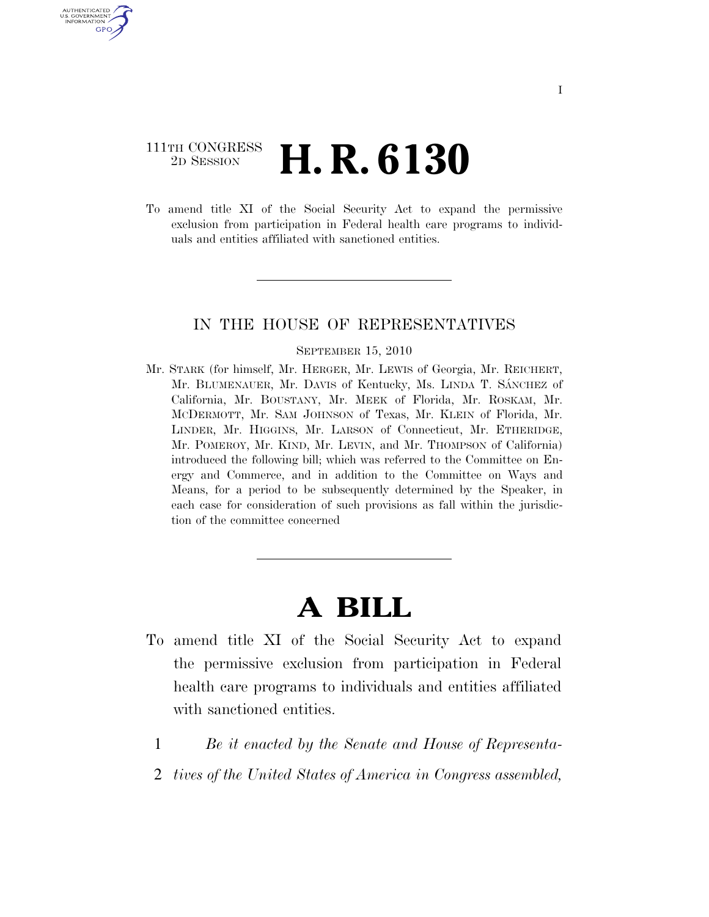111TH CONGRESS
2D SESSION

# H. R. 6130

To amend title XI of the Social Security Act to expand the permissive exclusion from participation in Federal health care programs to individuals and entities affiliated with sanctioned entities.

---

IN THE HOUSE OF REPRESENTATIVES

SEPTEMBER 15, 2010

Mr. STARK (for himself, Mr. HERGER, Mr. LEWIS of Georgia, Mr. REICHERT, Mr. BLUMENAUER, Mr. DAVIS of Kentucky, Ms. LINDA T. SÁNCHEZ of California, Mr. BOUSTANY, Mr. MEEK of Florida, Mr. ROSKAM, Mr. MCDERMOTT, Mr. SAM JOHNSON of Texas, Mr. KLEIN of Florida, Mr. LINDER, Mr. HIGGINS, Mr. LARSON of Connecticut, Mr. ETHERIDGE, Mr. POMEROY, Mr. KIND, Mr. LEVIN, and Mr. THOMPSON of California) introduced the following bill; which was referred to the Committee on Energy and Commerce, and in addition to the Committee on Ways and Means, for a period to be subsequently determined by the Speaker, in each case for consideration of such provisions as fall within the jurisdiction of the committee concerned

---

# A BILL

To amend title XI of the Social Security Act to expand the permissive exclusion from participation in Federal health care programs to individuals and entities affiliated with sanctioned entities.

1 *Be it enacted by the Senate and House of Representa-*
2 *tives of the United States of America in Congress assembled,*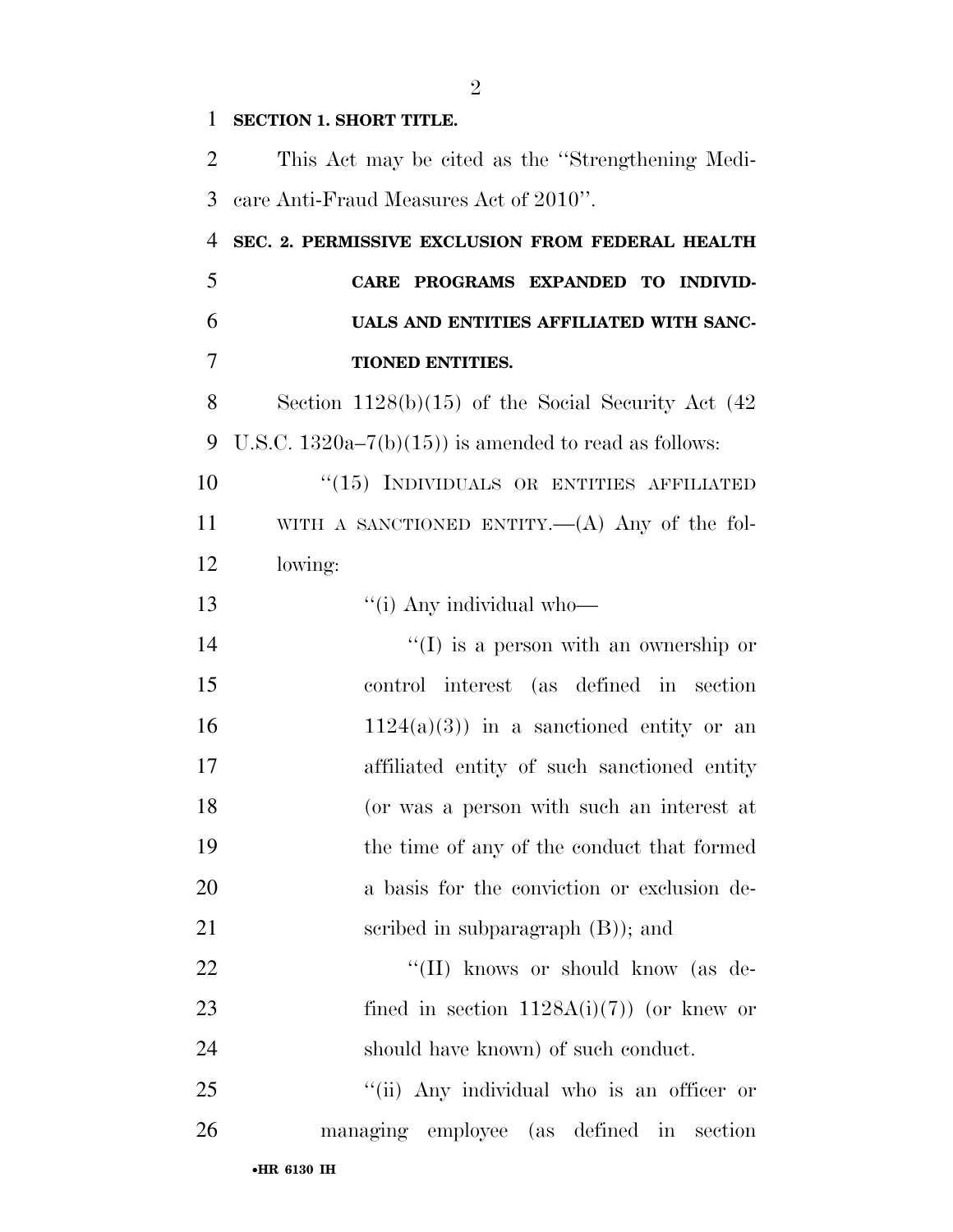**SECTION 1. SHORT TITLE.**

This Act may be cited as the ''Strengthening Medicare Anti-Fraud Measures Act of 2010''.

**SEC. 2. PERMISSIVE EXCLUSION FROM FEDERAL HEALTH CARE PROGRAMS EXPANDED TO INDIVIDUALS AND ENTITIES AFFILIATED WITH SANCTIONED ENTITIES.**

Section 1128(b)(15) of the Social Security Act (42 U.S.C. 1320a–7(b)(15)) is amended to read as follows:

''(15) INDIVIDUALS OR ENTITIES AFFILIATED WITH A SANCTIONED ENTITY.—(A) Any of the following:

''(i) Any individual who—

''(I) is a person with an ownership or control interest (as defined in section 1124(a)(3)) in a sanctioned entity or an affiliated entity of such sanctioned entity (or was a person with such an interest at the time of any of the conduct that formed a basis for the conviction or exclusion described in subparagraph (B)); and

''(II) knows or should know (as defined in section 1128A(i)(7)) (or knew or should have known) of such conduct.

''(ii) Any individual who is an officer or managing employee (as defined in section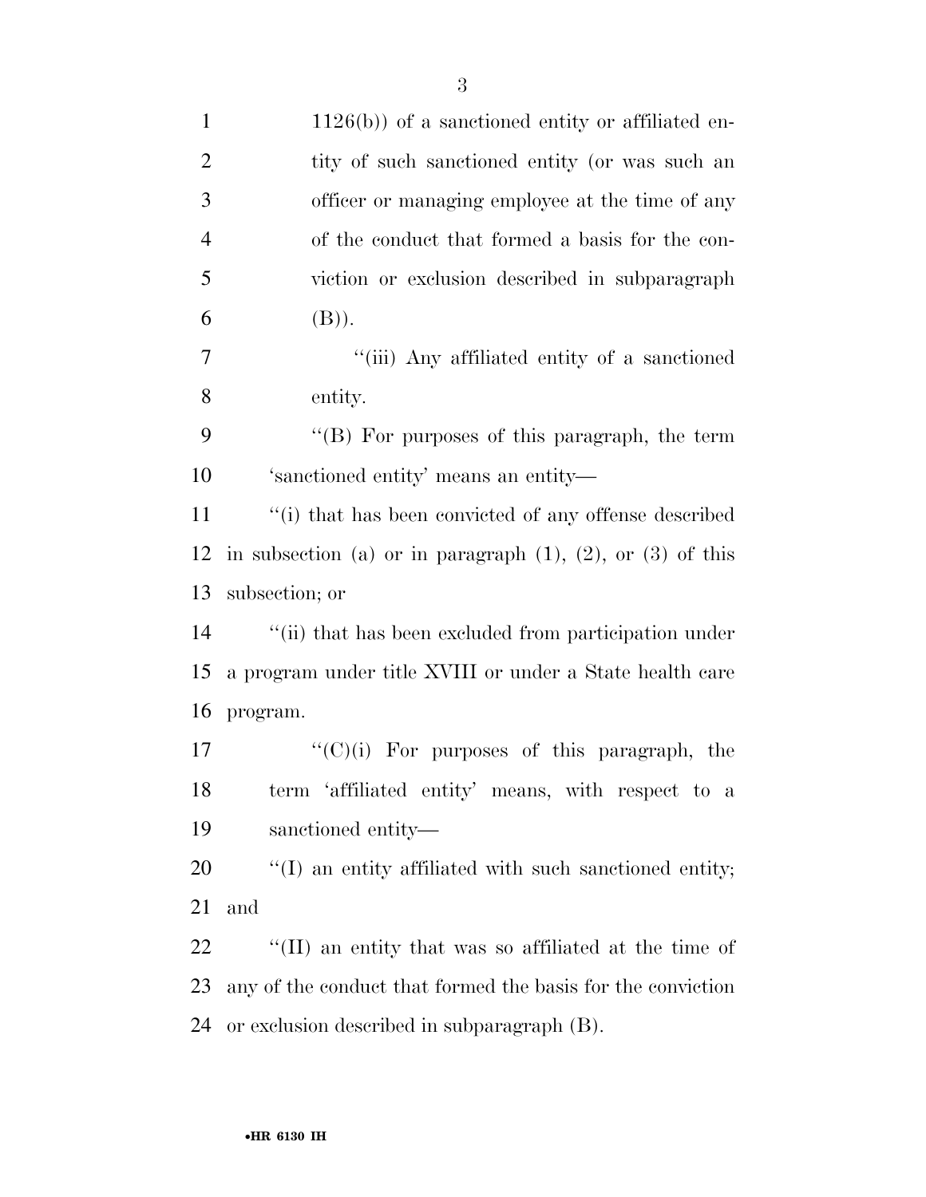1126(b)) of a sanctioned entity or affiliated entity of such sanctioned entity (or was such an officer or managing employee at the time of any of the conduct that formed a basis for the conviction or exclusion described in subparagraph (B)).

''(iii) Any affiliated entity of a sanctioned entity.

''(B) For purposes of this paragraph, the term 'sanctioned entity' means an entity—

''(i) that has been convicted of any offense described in subsection (a) or in paragraph (1), (2), or (3) of this subsection; or

''(ii) that has been excluded from participation under a program under title XVIII or under a State health care program.

''(C)(i) For purposes of this paragraph, the term 'affiliated entity' means, with respect to a sanctioned entity—

''(I) an entity affiliated with such sanctioned entity; and

''(II) an entity that was so affiliated at the time of any of the conduct that formed the basis for the conviction or exclusion described in subparagraph (B).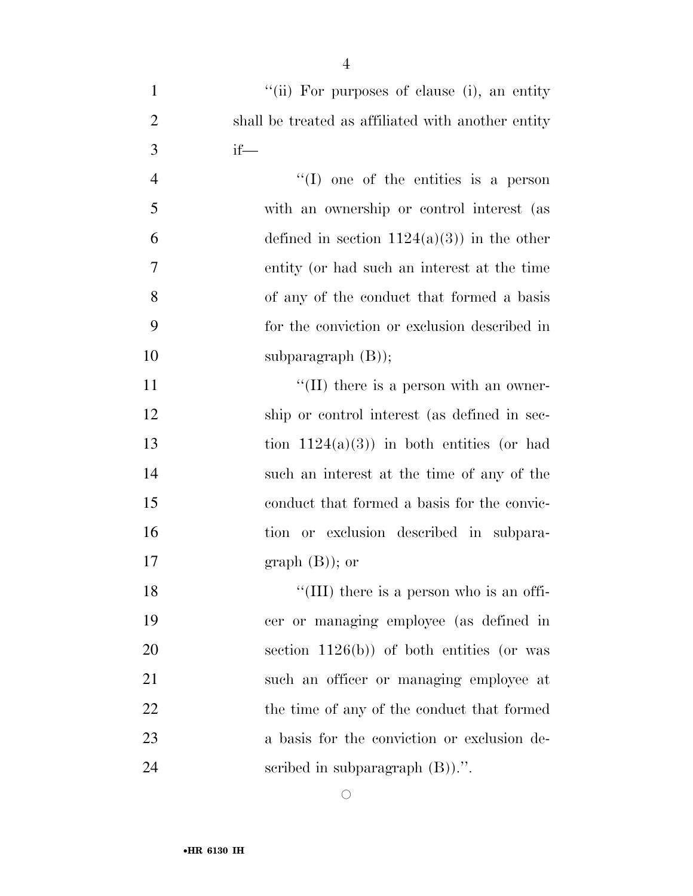"(ii) For purposes of clause (i), an entity shall be treated as affiliated with another entity if—

"(I) one of the entities is a person with an ownership or control interest (as defined in section 1124(a)(3)) in the other entity (or had such an interest at the time of any of the conduct that formed a basis for the conviction or exclusion described in subparagraph (B));

"(II) there is a person with an ownership or control interest (as defined in section 1124(a)(3)) in both entities (or had such an interest at the time of any of the conduct that formed a basis for the conviction or exclusion described in subparagraph (B)); or

"(III) there is a person who is an officer or managing employee (as defined in section 1126(b)) of both entities (or was such an officer or managing employee at the time of any of the conduct that formed a basis for the conviction or exclusion described in subparagraph (B)).".

○